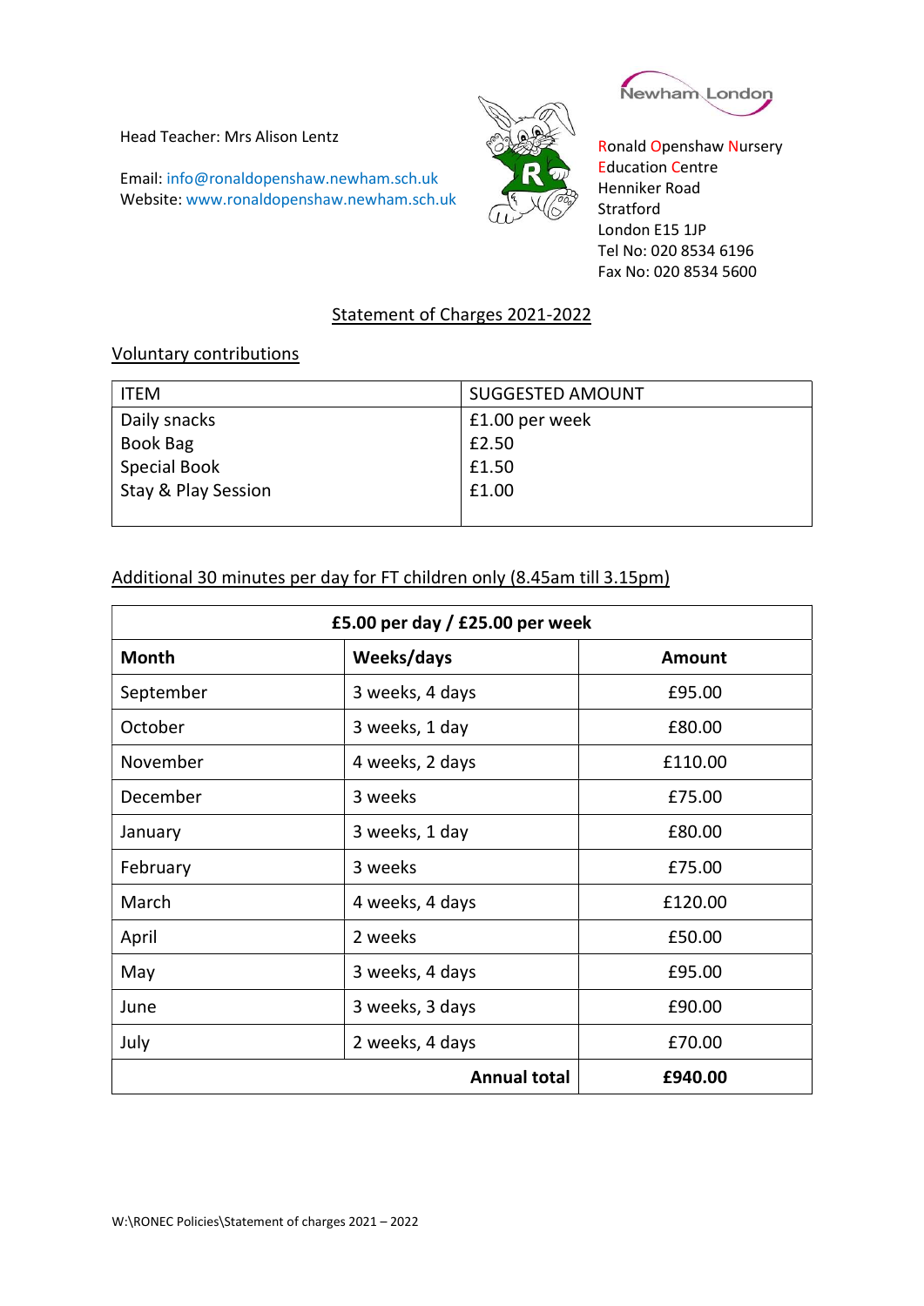Head Teacher: Mrs Alison Lentz

Email: info@ronaldopenshaw.newham.sch.uk
Website: www.ronaldopenshaw.newham.sch.uk

Newham London

Ronald Openshaw Nursery Education Centre
Henniker Road
Stratford
London E15 1JP
Tel No: 020 8534 6196
Fax No: 020 8534 5600

## Statement of Charges 2021-2022

### Voluntary contributions

| ITEM | SUGGESTED AMOUNT |
|---|---|
| Daily snacks | £1.00 per week |
| Book Bag | £2.50 |
| Special Book | £1.50 |
| Stay & Play Session | £1.00 |

### Additional 30 minutes per day for FT children only (8.45am till 3.15pm)

| £5.00 per day / £25.00 per week | | |
|---|---|---|
| **Month** | **Weeks/days** | **Amount** |
| September | 3 weeks, 4 days | £95.00 |
| October | 3 weeks, 1 day | £80.00 |
| November | 4 weeks, 2 days | £110.00 |
| December | 3 weeks | £75.00 |
| January | 3 weeks, 1 day | £80.00 |
| February | 3 weeks | £75.00 |
| March | 4 weeks, 4 days | £120.00 |
| April | 2 weeks | £50.00 |
| May | 3 weeks, 4 days | £95.00 |
| June | 3 weeks, 3 days | £90.00 |
| July | 2 weeks, 4 days | £70.00 |
| | **Annual total** | **£940.00** |

W:\RONEC Policies\Statement of charges 2021 – 2022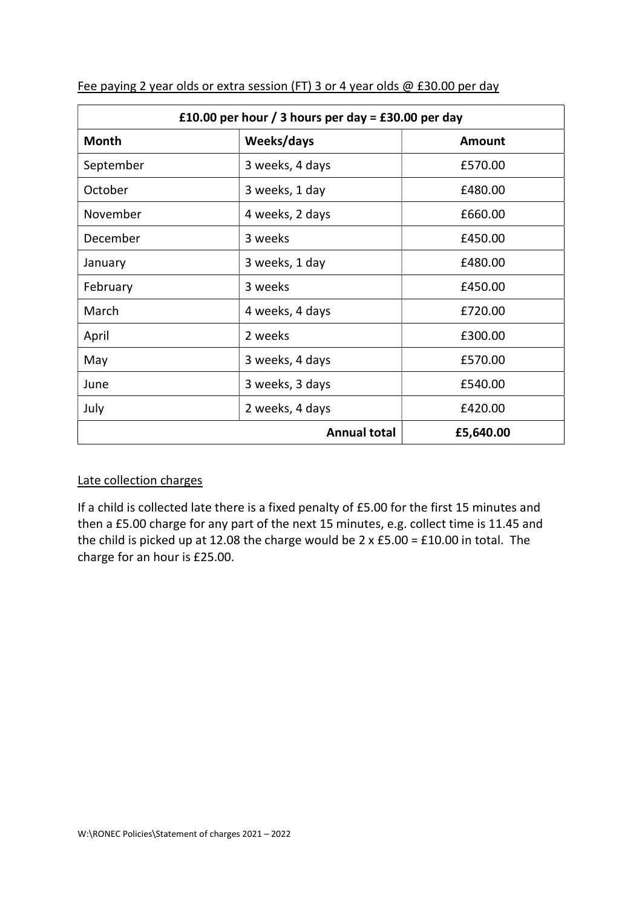Fee paying 2 year olds or extra session (FT) 3 or 4 year olds @ £30.00 per day

| £10.00 per hour / 3 hours per day = £30.00 per day | | |
|---|---|---|
| **Month** | **Weeks/days** | **Amount** |
| September | 3 weeks, 4 days | £570.00 |
| October | 3 weeks, 1 day | £480.00 |
| November | 4 weeks, 2 days | £660.00 |
| December | 3 weeks | £450.00 |
| January | 3 weeks, 1 day | £480.00 |
| February | 3 weeks | £450.00 |
| March | 4 weeks, 4 days | £720.00 |
| April | 2 weeks | £300.00 |
| May | 3 weeks, 4 days | £570.00 |
| June | 3 weeks, 3 days | £540.00 |
| July | 2 weeks, 4 days | £420.00 |
| | **Annual total** | **£5,640.00** |

Late collection charges

If a child is collected late there is a fixed penalty of £5.00 for the first 15 minutes and then a £5.00 charge for any part of the next 15 minutes, e.g. collect time is 11.45 and the child is picked up at 12.08 the charge would be 2 x £5.00 = £10.00 in total. The charge for an hour is £25.00.

W:\RONEC Policies\Statement of charges 2021 – 2022